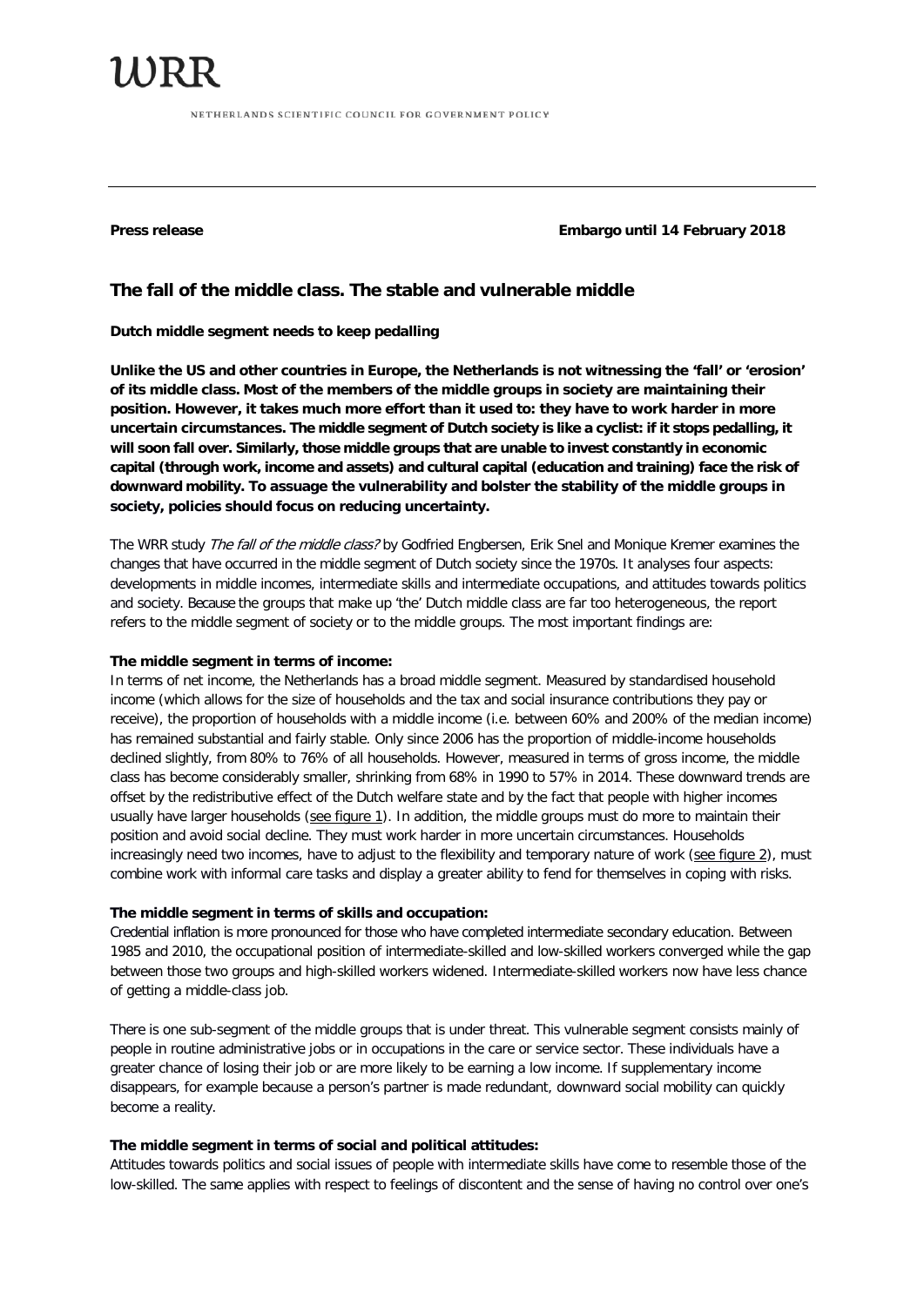# WRR

NETHERLANDS SCIENTIFIC COUNCIL FOR GOVERNMENT POLICY

**Press release** **Embargo until 14 February 2018**

## The fall of the middle class. The stable and vulnerable middle

**Dutch middle segment needs to keep pedalling**

**Unlike the US and other countries in Europe, the Netherlands is not witnessing the 'fall' or 'erosion' of its middle class. Most of the members of the middle groups in society are maintaining their position. However, it takes much more effort than it used to: they have to work harder in more uncertain circumstances. The middle segment of Dutch society is like a cyclist: if it stops pedalling, it will soon fall over. Similarly, those middle groups that are unable to invest constantly in economic capital (through work, income and assets) and cultural capital (education and training) face the risk of downward mobility. To assuage the vulnerability and bolster the stability of the middle groups in society, policies should focus on reducing uncertainty.**

The WRR study *The fall of the middle class?* by Godfried Engbersen, Erik Snel and Monique Kremer examines the changes that have occurred in the middle segment of Dutch society since the 1970s. It analyses four aspects: developments in middle incomes, intermediate skills and intermediate occupations, and attitudes towards politics and society. Because the groups that make up 'the' Dutch middle class are far too heterogeneous, the report refers to the middle segment of society or to the middle groups. The most important findings are:

**The middle segment in terms of income:**

In terms of net income, the Netherlands has a broad middle segment. Measured by standardised household income (which allows for the size of households and the tax and social insurance contributions they pay or receive), the proportion of households with a middle income (i.e. between 60% and 200% of the median income) has remained substantial and fairly stable. Only since 2006 has the proportion of middle-income households declined slightly, from 80% to 76% of all households. However, measured in terms of gross income, the middle class has become considerably smaller, shrinking from 68% in 1990 to 57% in 2014. These downward trends are offset by the redistributive effect of the Dutch welfare state and by the fact that people with higher incomes usually have larger households (see figure 1). In addition, the middle groups must do more to maintain their position and avoid social decline. They must work harder in more uncertain circumstances. Households increasingly need two incomes, have to adjust to the flexibility and temporary nature of work (see figure 2), must combine work with informal care tasks and display a greater ability to fend for themselves in coping with risks.

**The middle segment in terms of skills and occupation:**

Credential inflation is more pronounced for those who have completed intermediate secondary education. Between 1985 and 2010, the occupational position of intermediate-skilled and low-skilled workers converged while the gap between those two groups and high-skilled workers widened. Intermediate-skilled workers now have less chance of getting a middle-class job.

There is one sub-segment of the middle groups that is under threat. This vulnerable segment consists mainly of people in routine administrative jobs or in occupations in the care or service sector. These individuals have a greater chance of losing their job or are more likely to be earning a low income. If supplementary income disappears, for example because a person's partner is made redundant, downward social mobility can quickly become a reality.

**The middle segment in terms of social and political attitudes:**

Attitudes towards politics and social issues of people with intermediate skills have come to resemble those of the low-skilled. The same applies with respect to feelings of discontent and the sense of having no control over one's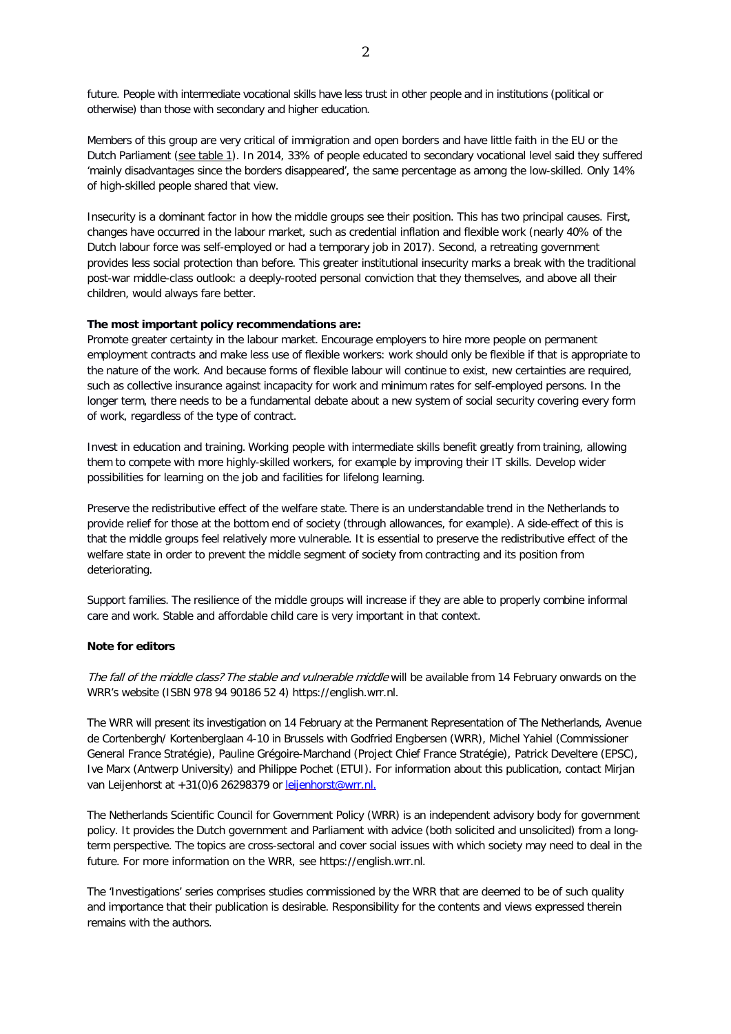future. People with intermediate vocational skills have less trust in other people and in institutions (political or otherwise) than those with secondary and higher education.

Members of this group are very critical of immigration and open borders and have little faith in the EU or the Dutch Parliament (see table 1). In 2014, 33% of people educated to secondary vocational level said they suffered 'mainly disadvantages since the borders disappeared', the same percentage as among the low-skilled. Only 14% of high-skilled people shared that view.

Insecurity is a dominant factor in how the middle groups see their position. This has two principal causes. First, changes have occurred in the labour market, such as credential inflation and flexible work (nearly 40% of the Dutch labour force was self-employed or had a temporary job in 2017). Second, a retreating government provides less social protection than before. This greater institutional insecurity marks a break with the traditional post-war middle-class outlook: a deeply-rooted personal conviction that they themselves, and above all their children, would always fare better.

**The most important policy recommendations are:**

Promote greater certainty in the labour market. Encourage employers to hire more people on permanent employment contracts and make less use of flexible workers: work should only be flexible if that is appropriate to the nature of the work. And because forms of flexible labour will continue to exist, new certainties are required, such as collective insurance against incapacity for work and minimum rates for self-employed persons. In the longer term, there needs to be a fundamental debate about a new system of social security covering every form of work, regardless of the type of contract.

Invest in education and training. Working people with intermediate skills benefit greatly from training, allowing them to compete with more highly-skilled workers, for example by improving their IT skills. Develop wider possibilities for learning on the job and facilities for lifelong learning.

Preserve the redistributive effect of the welfare state. There is an understandable trend in the Netherlands to provide relief for those at the bottom end of society (through allowances, for example). A side-effect of this is that the middle groups feel relatively more vulnerable. It is essential to preserve the redistributive effect of the welfare state in order to prevent the middle segment of society from contracting and its position from deteriorating.

Support families. The resilience of the middle groups will increase if they are able to properly combine informal care and work. Stable and affordable child care is very important in that context.

**Note for editors**

*The fall of the middle class? The stable and vulnerable middle* will be available from 14 February onwards on the WRR's website (ISBN 978 94 90186 52 4) https://english.wrr.nl.

The WRR will present its investigation on 14 February at the Permanent Representation of The Netherlands, Avenue de Cortenbergh/ Kortenberglaan 4-10 in Brussels with Godfried Engbersen (WRR), Michel Yahiel (Commissioner General France Stratégie), Pauline Grégoire-Marchand (Project Chief France Stratégie), Patrick Develtere (EPSC), Ive Marx (Antwerp University) and Philippe Pochet (ETUI). For information about this publication, contact Mirjan van Leijenhorst at +31(0)6 26298379 or leijenhorst@wrr.nl.

The Netherlands Scientific Council for Government Policy (WRR) is an independent advisory body for government policy. It provides the Dutch government and Parliament with advice (both solicited and unsolicited) from a long-term perspective. The topics are cross-sectoral and cover social issues with which society may need to deal in the future. For more information on the WRR, see https://english.wrr.nl.

The 'Investigations' series comprises studies commissioned by the WRR that are deemed to be of such quality and importance that their publication is desirable. Responsibility for the contents and views expressed therein remains with the authors.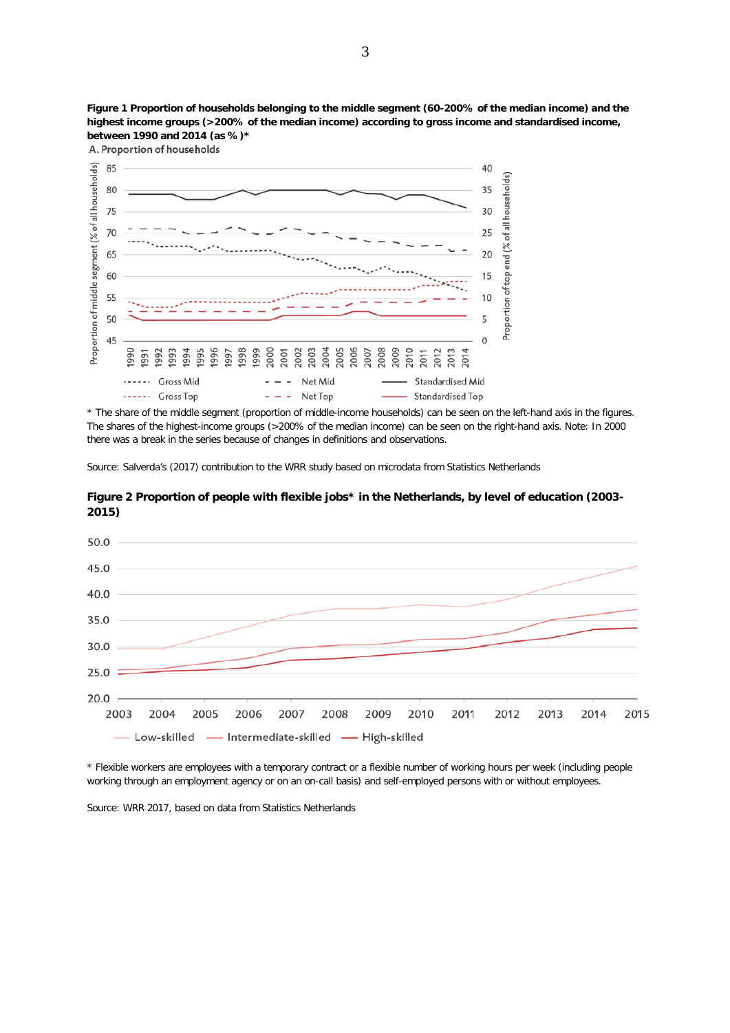**Figure 1 Proportion of households belonging to the middle segment (60-200% of the median income) and the highest income groups (>200% of the median income) according to gross income and standardised income, between 1990 and 2014 (as %)***

A. Proportion of households

\* The share of the middle segment (proportion of middle-income households) can be seen on the left-hand axis in the figures. The shares of the highest-income groups (>200% of the median income) can be seen on the right-hand axis. Note: In 2000 there was a break in the series because of changes in definitions and observations.

Source: Salverda's (2017) contribution to the WRR study based on microdata from Statistics Netherlands

**Figure 2 Proportion of people with flexible jobs* in the Netherlands, by level of education (2003-2015)**

\* Flexible workers are employees with a temporary contract or a flexible number of working hours per week (including people working through an employment agency or on an on-call basis) and self-employed persons with or without employees.

Source: WRR 2017, based on data from Statistics Netherlands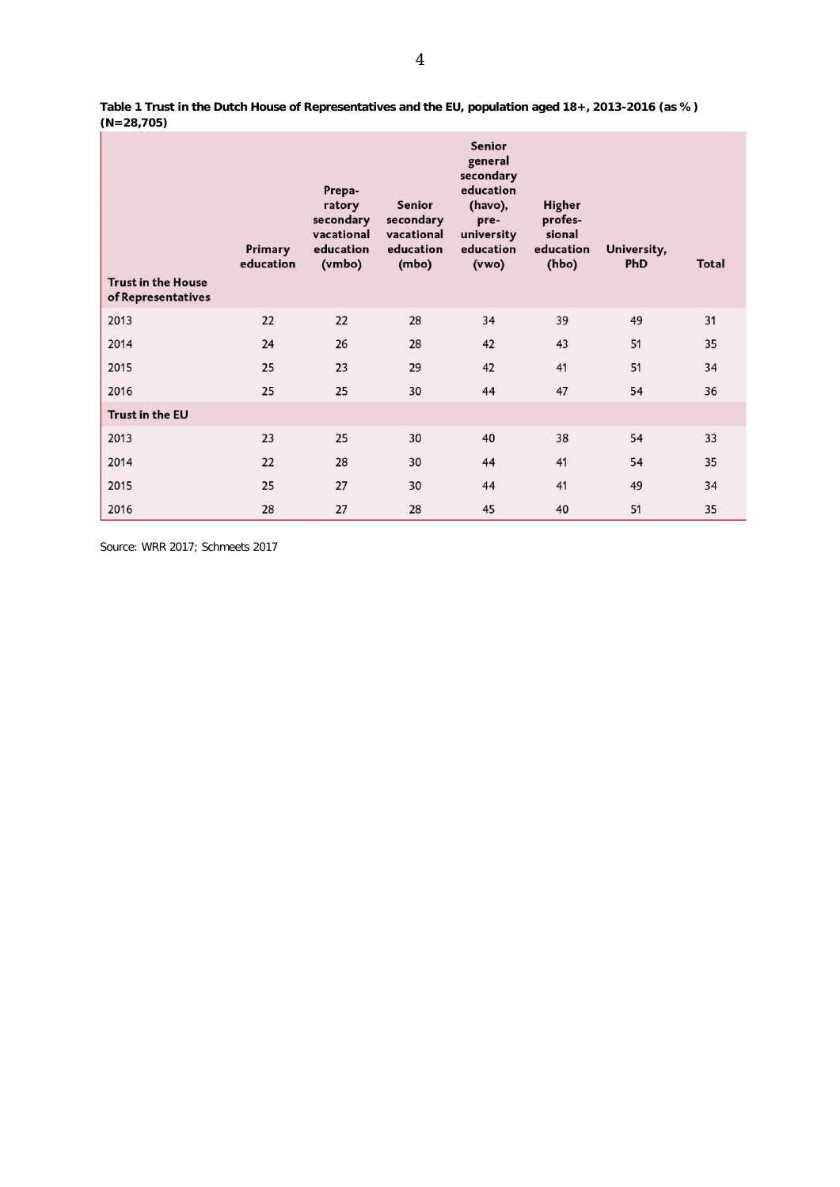**Table 1 Trust in the Dutch House of Representatives and the EU, population aged 18+, 2013-2016 (as %) (N=28,705)**

| | Primary education | Preparatory secondary vacational education (vmbo) | Senior secondary vacational education (mbo) | Senior general secondary education (havo), pre-university education (vwo) | Higher professional education (hbo) | University, PhD | Total |
|---|---|---|---|---|---|---|---|
| **Trust in the House of Representatives** | | | | | | | |
| 2013 | 22 | 22 | 28 | 34 | 39 | 49 | 31 |
| 2014 | 24 | 26 | 28 | 42 | 43 | 51 | 35 |
| 2015 | 25 | 23 | 29 | 42 | 41 | 51 | 34 |
| 2016 | 25 | 25 | 30 | 44 | 47 | 54 | 36 |
| **Trust in the EU** | | | | | | | |
| 2013 | 23 | 25 | 30 | 40 | 38 | 54 | 33 |
| 2014 | 22 | 28 | 30 | 44 | 41 | 54 | 35 |
| 2015 | 25 | 27 | 30 | 44 | 41 | 49 | 34 |
| 2016 | 28 | 27 | 28 | 45 | 40 | 51 | 35 |

Source: WRR 2017; Schmeets 2017